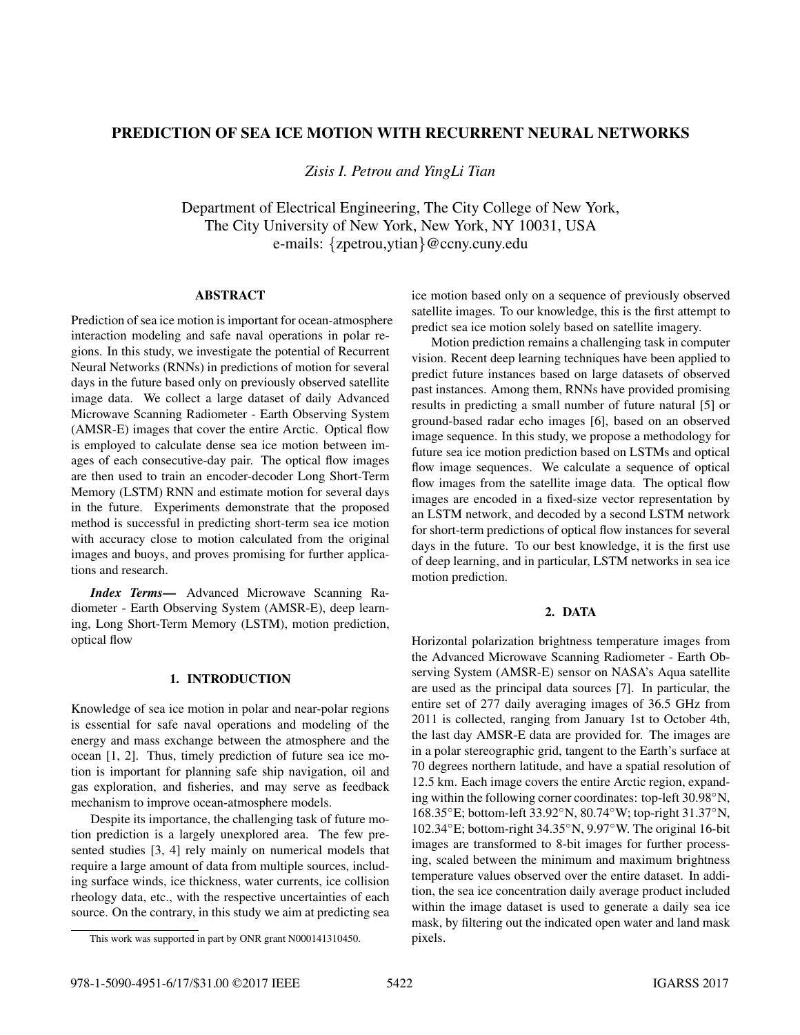# PREDICTION OF SEA ICE MOTION WITH RECURRENT NEURAL NETWORKS

*Zisis I. Petrou and YingLi Tian*

Department of Electrical Engineering, The City College of New York,
The City University of New York, New York, NY 10031, USA
e-mails: {zpetrou,ytian}@ccny.cuny.edu

## ABSTRACT

Prediction of sea ice motion is important for ocean-atmosphere interaction modeling and safe naval operations in polar regions. In this study, we investigate the potential of Recurrent Neural Networks (RNNs) in predictions of motion for several days in the future based only on previously observed satellite image data. We collect a large dataset of daily Advanced Microwave Scanning Radiometer - Earth Observing System (AMSR-E) images that cover the entire Arctic. Optical flow is employed to calculate dense sea ice motion between images of each consecutive-day pair. The optical flow images are then used to train an encoder-decoder Long Short-Term Memory (LSTM) RNN and estimate motion for several days in the future. Experiments demonstrate that the proposed method is successful in predicting short-term sea ice motion with accuracy close to motion calculated from the original images and buoys, and proves promising for further applications and research.

***Index Terms*—** Advanced Microwave Scanning Radiometer - Earth Observing System (AMSR-E), deep learning, Long Short-Term Memory (LSTM), motion prediction, optical flow

## 1. INTRODUCTION

Knowledge of sea ice motion in polar and near-polar regions is essential for safe naval operations and modeling of the energy and mass exchange between the atmosphere and the ocean [1, 2]. Thus, timely prediction of future sea ice motion is important for planning safe ship navigation, oil and gas exploration, and fisheries, and may serve as feedback mechanism to improve ocean-atmosphere models.

Despite its importance, the challenging task of future motion prediction is a largely unexplored area. The few presented studies [3, 4] rely mainly on numerical models that require a large amount of data from multiple sources, including surface winds, ice thickness, water currents, ice collision rheology data, etc., with the respective uncertainties of each source. On the contrary, in this study we aim at predicting sea ice motion based only on a sequence of previously observed satellite images. To our knowledge, this is the first attempt to predict sea ice motion solely based on satellite imagery.

Motion prediction remains a challenging task in computer vision. Recent deep learning techniques have been applied to predict future instances based on large datasets of observed past instances. Among them, RNNs have provided promising results in predicting a small number of future natural [5] or ground-based radar echo images [6], based on an observed image sequence. In this study, we propose a methodology for future sea ice motion prediction based on LSTMs and optical flow image sequences. We calculate a sequence of optical flow images from the satellite image data. The optical flow images are encoded in a fixed-size vector representation by an LSTM network, and decoded by a second LSTM network for short-term predictions of optical flow instances for several days in the future. To our best knowledge, it is the first use of deep learning, and in particular, LSTM networks in sea ice motion prediction.

## 2. DATA

Horizontal polarization brightness temperature images from the Advanced Microwave Scanning Radiometer - Earth Observing System (AMSR-E) sensor on NASA's Aqua satellite are used as the principal data sources [7]. In particular, the entire set of 277 daily averaging images of 36.5 GHz from 2011 is collected, ranging from January 1st to October 4th, the last day AMSR-E data are provided for. The images are in a polar stereographic grid, tangent to the Earth's surface at 70 degrees northern latitude, and have a spatial resolution of 12.5 km. Each image covers the entire Arctic region, expanding within the following corner coordinates: top-left 30.98°N, 168.35°E; bottom-left 33.92°N, 80.74°W; top-right 31.37°N, 102.34°E; bottom-right 34.35°N, 9.97°W. The original 16-bit images are transformed to 8-bit images for further processing, scaled between the minimum and maximum brightness temperature values observed over the entire dataset. In addition, the sea ice concentration daily average product included within the image dataset is used to generate a daily sea ice mask, by filtering out the indicated open water and land mask pixels.

This work was supported in part by ONR grant N000141310450.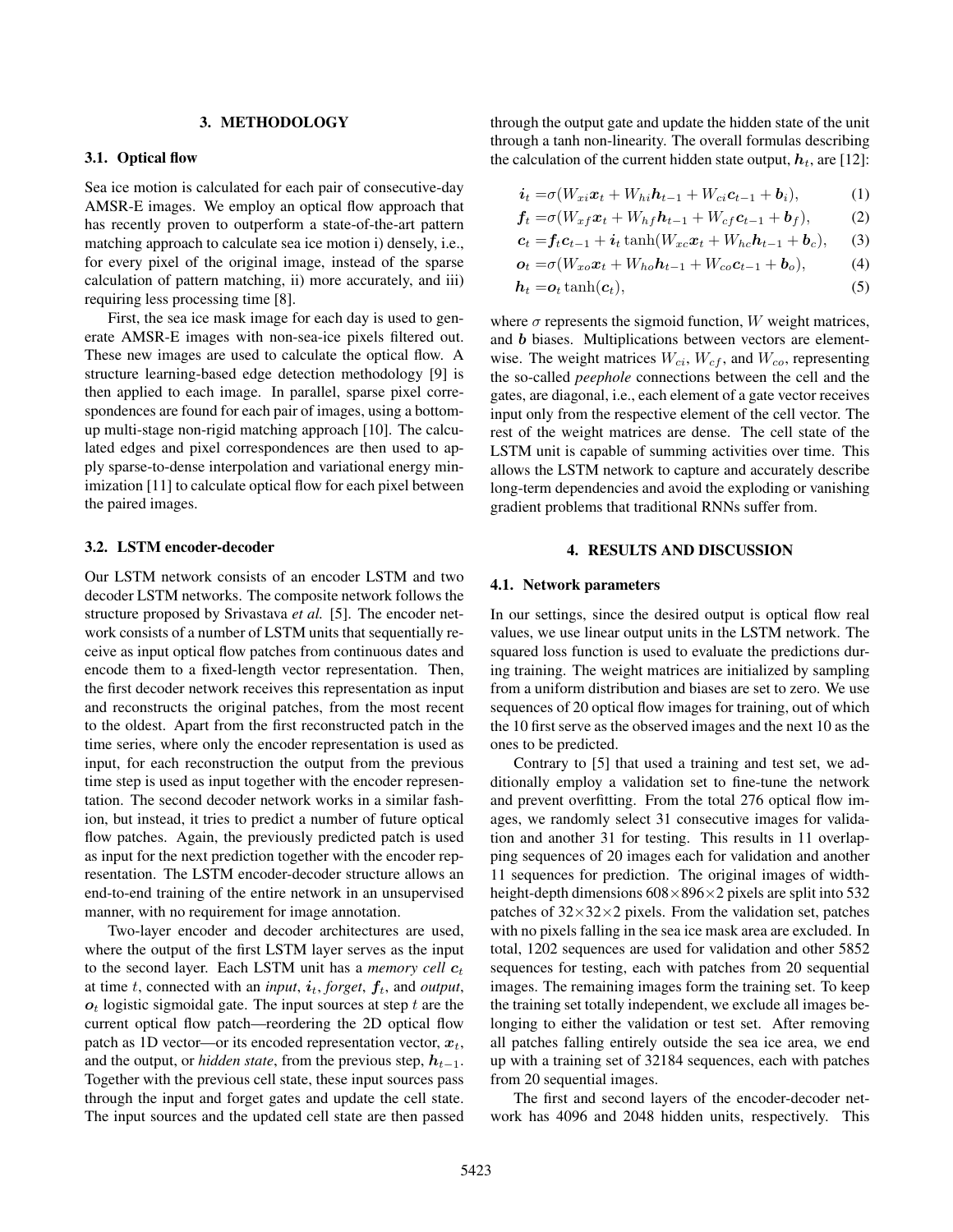## 3. METHODOLOGY

### 3.1. Optical flow

Sea ice motion is calculated for each pair of consecutive-day AMSR-E images. We employ an optical flow approach that has recently proven to outperform a state-of-the-art pattern matching approach to calculate sea ice motion i) densely, i.e., for every pixel of the original image, instead of the sparse calculation of pattern matching, ii) more accurately, and iii) requiring less processing time [8].

First, the sea ice mask image for each day is used to generate AMSR-E images with non-sea-ice pixels filtered out. These new images are used to calculate the optical flow. A structure learning-based edge detection methodology [9] is then applied to each image. In parallel, sparse pixel correspondences are found for each pair of images, using a bottom-up multi-stage non-rigid matching approach [10]. The calculated edges and pixel correspondences are then used to apply sparse-to-dense interpolation and variational energy minimization [11] to calculate optical flow for each pixel between the paired images.

### 3.2. LSTM encoder-decoder

Our LSTM network consists of an encoder LSTM and two decoder LSTM networks. The composite network follows the structure proposed by Srivastava *et al.* [5]. The encoder network consists of a number of LSTM units that sequentially receive as input optical flow patches from continuous dates and encode them to a fixed-length vector representation. Then, the first decoder network receives this representation as input and reconstructs the original patches, from the most recent to the oldest. Apart from the first reconstructed patch in the time series, where only the encoder representation is used as input, for each reconstruction the output from the previous time step is used as input together with the encoder representation. The second decoder network works in a similar fashion, but instead, it tries to predict a number of future optical flow patches. Again, the previously predicted patch is used as input for the next prediction together with the encoder representation. The LSTM encoder-decoder structure allows an end-to-end training of the entire network in an unsupervised manner, with no requirement for image annotation.

Two-layer encoder and decoder architectures are used, where the output of the first LSTM layer serves as the input to the second layer. Each LSTM unit has a *memory cell* $\boldsymbol{c}_t$ at time $t$, connected with an *input*, $\boldsymbol{i}_t$, *forget*, $\boldsymbol{f}_t$, and *output*, $\boldsymbol{o}_t$ logistic sigmoidal gate. The input sources at step $t$ are the current optical flow patch—reordering the 2D optical flow patch as 1D vector—or its encoded representation vector, $\boldsymbol{x}_t$, and the output, or *hidden state*, from the previous step, $\boldsymbol{h}_{t-1}$. Together with the previous cell state, these input sources pass through the input and forget gates and update the cell state. The input sources and the updated cell state are then passed through the output gate and update the hidden state of the unit through a tanh non-linearity. The overall formulas describing the calculation of the current hidden state output, $\boldsymbol{h}_t$, are [12]:

$$\boldsymbol{i}_t = \sigma(W_{xi}\boldsymbol{x}_t + W_{hi}\boldsymbol{h}_{t-1} + W_{ci}\boldsymbol{c}_{t-1} + \boldsymbol{b}_i), \tag{1}$$

$$\boldsymbol{f}_t = \sigma(W_{xf}\boldsymbol{x}_t + W_{hf}\boldsymbol{h}_{t-1} + W_{cf}\boldsymbol{c}_{t-1} + \boldsymbol{b}_f), \tag{2}$$

$$\boldsymbol{c}_t = \boldsymbol{f}_t\boldsymbol{c}_{t-1} + \boldsymbol{i}_t \tanh(W_{xc}\boldsymbol{x}_t + W_{hc}\boldsymbol{h}_{t-1} + \boldsymbol{b}_c), \tag{3}$$

$$\boldsymbol{o}_t = \sigma(W_{xo}\boldsymbol{x}_t + W_{ho}\boldsymbol{h}_{t-1} + W_{co}\boldsymbol{c}_{t-1} + \boldsymbol{b}_o), \tag{4}$$

$$\boldsymbol{h}_t = \boldsymbol{o}_t \tanh(\boldsymbol{c}_t), \tag{5}$$

where $\sigma$ represents the sigmoid function, $W$ weight matrices, and $\boldsymbol{b}$ biases. Multiplications between vectors are element-wise. The weight matrices $W_{ci}$, $W_{cf}$, and $W_{co}$, representing the so-called *peephole* connections between the cell and the gates, are diagonal, i.e., each element of a gate vector receives input only from the respective element of the cell vector. The rest of the weight matrices are dense. The cell state of the LSTM unit is capable of summing activities over time. This allows the LSTM network to capture and accurately describe long-term dependencies and avoid the exploding or vanishing gradient problems that traditional RNNs suffer from.

## 4. RESULTS AND DISCUSSION

### 4.1. Network parameters

In our settings, since the desired output is optical flow real values, we use linear output units in the LSTM network. The squared loss function is used to evaluate the predictions during training. The weight matrices are initialized by sampling from a uniform distribution and biases are set to zero. We use sequences of 20 optical flow images for training, out of which the 10 first serve as the observed images and the next 10 as the ones to be predicted.

Contrary to [5] that used a training and test set, we additionally employ a validation set to fine-tune the network and prevent overfitting. From the total 276 optical flow images, we randomly select 31 consecutive images for validation and another 31 for testing. This results in 11 overlapping sequences of 20 images each for validation and another 11 sequences for prediction. The original images of width-height-depth dimensions $608\times896\times2$ pixels are split into 532 patches of $32\times32\times2$ pixels. From the validation set, patches with no pixels falling in the sea ice mask area are excluded. In total, 1202 sequences are used for validation and other 5852 sequences for testing, each with patches from 20 sequential images. The remaining images form the training set. To keep the training set totally independent, we exclude all images belonging to either the validation or test set. After removing all patches falling entirely outside the sea ice area, we end up with a training set of 32184 sequences, each with patches from 20 sequential images.

The first and second layers of the encoder-decoder network has 4096 and 2048 hidden units, respectively. This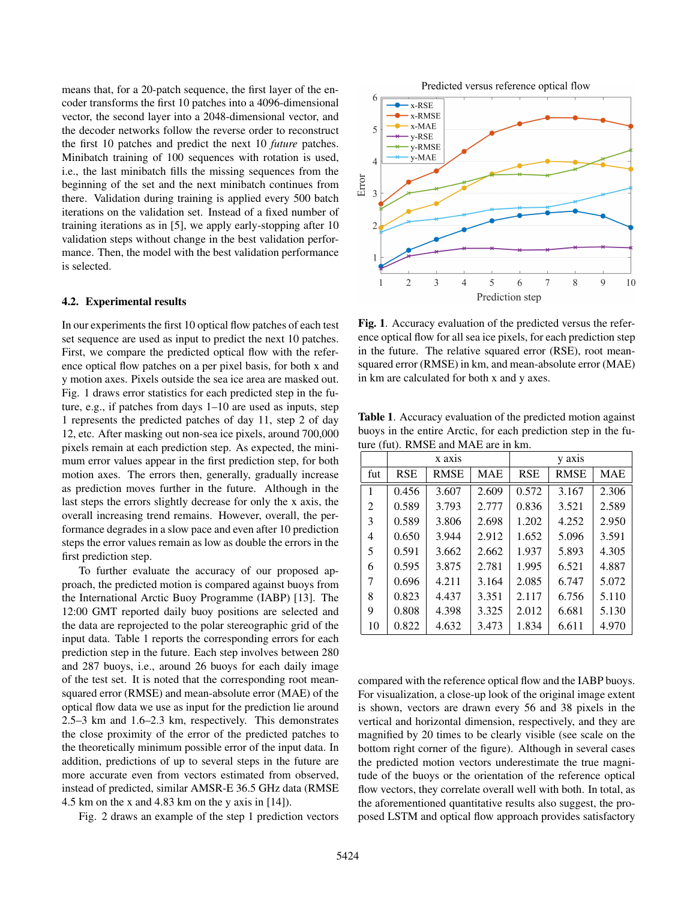means that, for a 20-patch sequence, the first layer of the encoder transforms the first 10 patches into a 4096-dimensional vector, the second layer into a 2048-dimensional vector, and the decoder networks follow the reverse order to reconstruct the first 10 patches and predict the next 10 *future* patches. Minibatch training of 100 sequences with rotation is used, i.e., the last minibatch fills the missing sequences from the beginning of the set and the next minibatch continues from there. Validation during training is applied every 500 batch iterations on the validation set. Instead of a fixed number of training iterations as in [5], we apply early-stopping after 10 validation steps without change in the best validation performance. Then, the model with the best validation performance is selected.

### 4.2. Experimental results

In our experiments the first 10 optical flow patches of each test set sequence are used as input to predict the next 10 patches. First, we compare the predicted optical flow with the reference optical flow patches on a per pixel basis, for both x and y motion axes. Pixels outside the sea ice area are masked out. Fig. 1 draws error statistics for each predicted step in the future, e.g., if patches from days 1–10 are used as inputs, step 1 represents the predicted patches of day 11, step 2 of day 12, etc. After masking out non-sea ice pixels, around 700,000 pixels remain at each prediction step. As expected, the minimum error values appear in the first prediction step, for both motion axes. The errors then, generally, gradually increase as prediction moves further in the future. Although in the last steps the errors slightly decrease for only the x axis, the overall increasing trend remains. However, overall, the performance degrades in a slow pace and even after 10 prediction steps the error values remain as low as double the errors in the first prediction step.

To further evaluate the accuracy of our proposed approach, the predicted motion is compared against buoys from the International Arctic Buoy Programme (IABP) [13]. The 12:00 GMT reported daily buoy positions are selected and the data are reprojected to the polar stereographic grid of the input data. Table 1 reports the corresponding errors for each prediction step in the future. Each step involves between 280 and 287 buoys, i.e., around 26 buoys for each daily image of the test set. It is noted that the corresponding root mean-squared error (RMSE) and mean-absolute error (MAE) of the optical flow data we use as input for the prediction lie around 2.5–3 km and 1.6–2.3 km, respectively. This demonstrates the close proximity of the error of the predicted patches to the theoretically minimum possible error of the input data. In addition, predictions of up to several steps in the future are more accurate even from vectors estimated from observed, instead of predicted, similar AMSR-E 36.5 GHz data (RMSE 4.5 km on the x and 4.83 km on the y axis in [14]).

Fig. 2 draws an example of the step 1 prediction vectors compared with the reference optical flow and the IABP buoys. For visualization, a close-up look of the original image extent is shown, vectors are drawn every 56 and 38 pixels in the vertical and horizontal dimension, respectively, and they are magnified by 20 times to be clearly visible (see scale on the bottom right corner of the figure). Although in several cases the predicted motion vectors underestimate the true magnitude of the buoys or the orientation of the reference optical flow vectors, they correlate overall well with both. In total, as the aforementioned quantitative results also suggest, the proposed LSTM and optical flow approach provides satisfactory

**Fig. 1**. Accuracy evaluation of the predicted versus the reference optical flow for all sea ice pixels, for each prediction step in the future. The relative squared error (RSE), root mean-squared error (RMSE) in km, and mean-absolute error (MAE) in km are calculated for both x and y axes.

**Table 1**. Accuracy evaluation of the predicted motion against buoys in the entire Arctic, for each prediction step in the future (fut). RMSE and MAE are in km.

| | x axis | | | y axis | | |
|---|---|---|---|---|---|---|
| fut | RSE | RMSE | MAE | RSE | RMSE | MAE |
| 1 | 0.456 | 3.607 | 2.609 | 0.572 | 3.167 | 2.306 |
| 2 | 0.589 | 3.793 | 2.777 | 0.836 | 3.521 | 2.589 |
| 3 | 0.589 | 3.806 | 2.698 | 1.202 | 4.252 | 2.950 |
| 4 | 0.650 | 3.944 | 2.912 | 1.652 | 5.096 | 3.591 |
| 5 | 0.591 | 3.662 | 2.662 | 1.937 | 5.893 | 4.305 |
| 6 | 0.595 | 3.875 | 2.781 | 1.995 | 6.521 | 4.887 |
| 7 | 0.696 | 4.211 | 3.164 | 2.085 | 6.747 | 5.072 |
| 8 | 0.823 | 4.437 | 3.351 | 2.117 | 6.756 | 5.110 |
| 9 | 0.808 | 4.398 | 3.325 | 2.012 | 6.681 | 5.130 |
| 10 | 0.822 | 4.632 | 3.473 | 1.834 | 6.611 | 4.970 |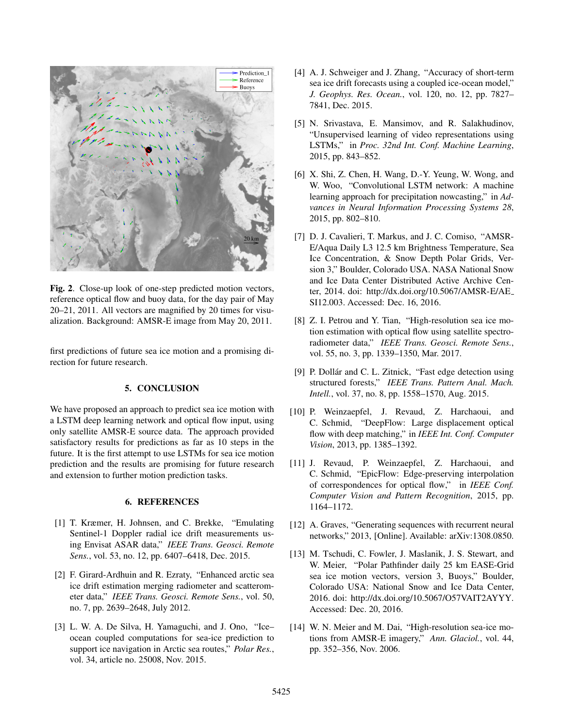Prediction_1
Reference
Buoys
20 km

**Fig. 2**. Close-up look of one-step predicted motion vectors, reference optical flow and buoy data, for the day pair of May 20–21, 2011. All vectors are magnified by 20 times for visualization. Background: AMSR-E image from May 20, 2011.

first predictions of future sea ice motion and a promising direction for future research.

## 5. CONCLUSION

We have proposed an approach to predict sea ice motion with a LSTM deep learning network and optical flow input, using only satellite AMSR-E source data. The approach provided satisfactory results for predictions as far as 10 steps in the future. It is the first attempt to use LSTMs for sea ice motion prediction and the results are promising for future research and extension to further motion prediction tasks.

## 6. REFERENCES

[1] T. Kræmer, H. Johnsen, and C. Brekke, "Emulating Sentinel-1 Doppler radial ice drift measurements using Envisat ASAR data," *IEEE Trans. Geosci. Remote Sens.*, vol. 53, no. 12, pp. 6407–6418, Dec. 2015.

[2] F. Girard-Ardhuin and R. Ezraty, "Enhanced arctic sea ice drift estimation merging radiometer and scatterometer data," *IEEE Trans. Geosci. Remote Sens.*, vol. 50, no. 7, pp. 2639–2648, July 2012.

[3] L. W. A. De Silva, H. Yamaguchi, and J. Ono, "Ice–ocean coupled computations for sea-ice prediction to support ice navigation in Arctic sea routes," *Polar Res.*, vol. 34, article no. 25008, Nov. 2015.

[4] A. J. Schweiger and J. Zhang, "Accuracy of short-term sea ice drift forecasts using a coupled ice-ocean model," *J. Geophys. Res. Ocean.*, vol. 120, no. 12, pp. 7827–7841, Dec. 2015.

[5] N. Srivastava, E. Mansimov, and R. Salakhudinov, "Unsupervised learning of video representations using LSTMs," in *Proc. 32nd Int. Conf. Machine Learning*, 2015, pp. 843–852.

[6] X. Shi, Z. Chen, H. Wang, D.-Y. Yeung, W. Wong, and W. Woo, "Convolutional LSTM network: A machine learning approach for precipitation nowcasting," in *Advances in Neural Information Processing Systems 28*, 2015, pp. 802–810.

[7] D. J. Cavalieri, T. Markus, and J. C. Comiso, "AMSR-E/Aqua Daily L3 12.5 km Brightness Temperature, Sea Ice Concentration, & Snow Depth Polar Grids, Version 3," Boulder, Colorado USA. NASA National Snow and Ice Data Center Distributed Active Archive Center, 2014. doi: http://dx.doi.org/10.5067/AMSR-E/AE_SI12.003. Accessed: Dec. 16, 2016.

[8] Z. I. Petrou and Y. Tian, "High-resolution sea ice motion estimation with optical flow using satellite spectroradiometer data," *IEEE Trans. Geosci. Remote Sens.*, vol. 55, no. 3, pp. 1339–1350, Mar. 2017.

[9] P. Dollár and C. L. Zitnick, "Fast edge detection using structured forests," *IEEE Trans. Pattern Anal. Mach. Intell.*, vol. 37, no. 8, pp. 1558–1570, Aug. 2015.

[10] P. Weinzaepfel, J. Revaud, Z. Harchaoui, and C. Schmid, "DeepFlow: Large displacement optical flow with deep matching," in *IEEE Int. Conf. Computer Vision*, 2013, pp. 1385–1392.

[11] J. Revaud, P. Weinzaepfel, Z. Harchaoui, and C. Schmid, "EpicFlow: Edge-preserving interpolation of correspondences for optical flow," in *IEEE Conf. Computer Vision and Pattern Recognition*, 2015, pp. 1164–1172.

[12] A. Graves, "Generating sequences with recurrent neural networks," 2013, [Online]. Available: arXiv:1308.0850.

[13] M. Tschudi, C. Fowler, J. Maslanik, J. S. Stewart, and W. Meier, "Polar Pathfinder daily 25 km EASE-Grid sea ice motion vectors, version 3, Buoys," Boulder, Colorado USA: National Snow and Ice Data Center, 2016. doi: http://dx.doi.org/10.5067/O57VAIT2AYYY. Accessed: Dec. 20, 2016.

[14] W. N. Meier and M. Dai, "High-resolution sea-ice motions from AMSR-E imagery," *Ann. Glaciol.*, vol. 44, pp. 352–356, Nov. 2006.